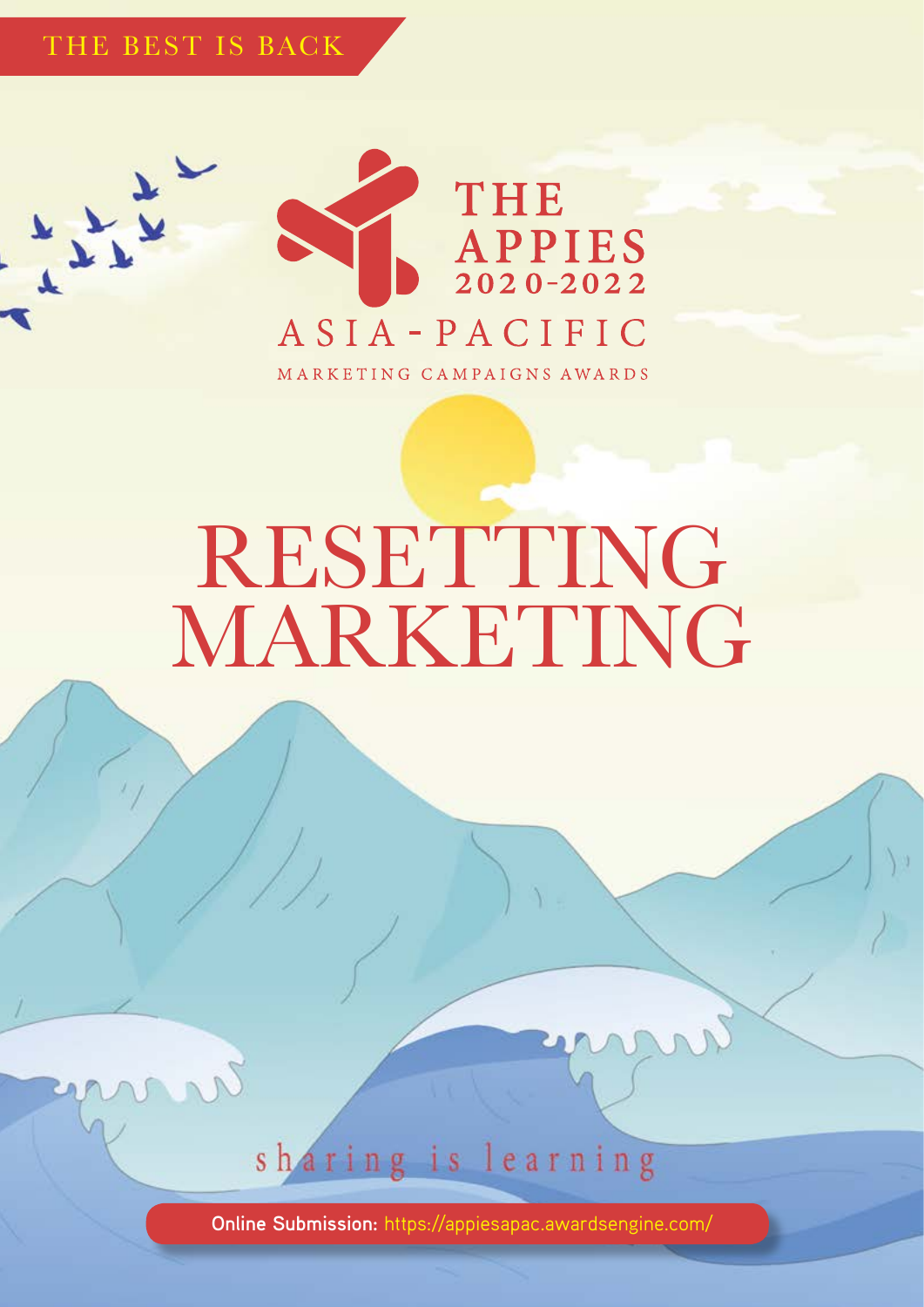THE BEST IS BACK

# THE APPIES 2020-2022

ASIA-PACIFIC

MARKETING CAMPAIGNS AWARDS

# RESETTING MARKETING

sharing is learning

**Online Submission:** https://appiesapac.awardsengine.com/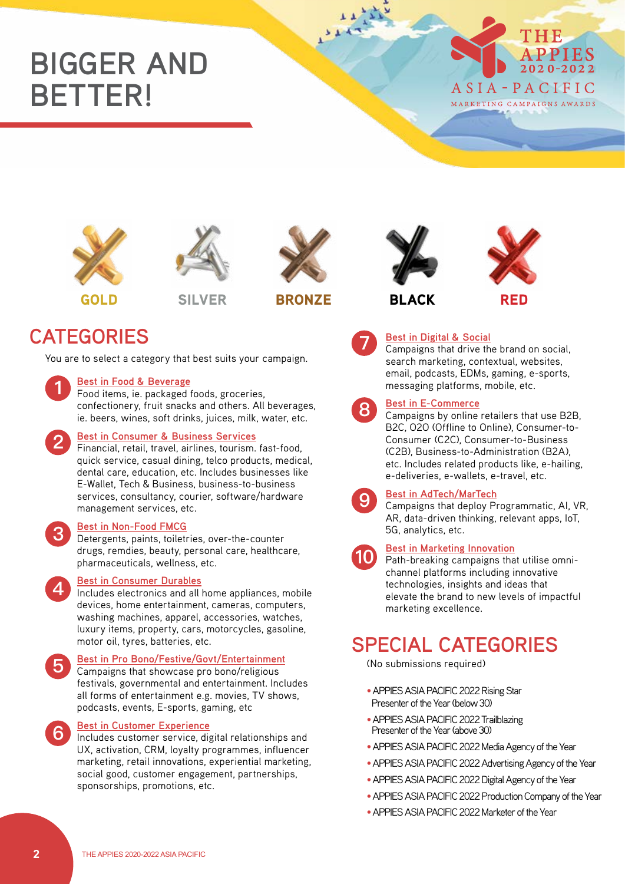# BIGGER AND BETTER!

THE APPIES 2020-2022
ASIA-PACIFIC
MARKETING CAMPAIGNS AWARDS

GOLD SILVER BRONZE BLACK RED

## CATEGORIES

You are to select a category that best suits your campaign.

1. **Best in Food & Beverage**
   Food items, ie. packaged foods, groceries, confectionery, fruit snacks and others. All beverages, ie. beers, wines, soft drinks, juices, milk, water, etc.

2. **Best in Consumer & Business Services**
   Financial, retail, travel, airlines, tourism. fast-food, quick service, casual dining, telco products, medical, dental care, education, etc. Includes businesses like E-Wallet, Tech & Business, business-to-business services, consultancy, courier, software/hardware management services, etc.

3. **Best in Non-Food FMCG**
   Detergents, paints, toiletries, over-the-counter drugs, remdies, beauty, personal care, healthcare, pharmaceuticals, wellness, etc.

4. **Best in Consumer Durables**
   Includes electronics and all home appliances, mobile devices, home entertainment, cameras, computers, washing machines, apparel, accessories, watches, luxury items, property, cars, motorcycles, gasoline, motor oil, tyres, batteries, etc.

5. **Best in Pro Bono/Festive/Govt/Entertainment**
   Campaigns that showcase pro bono/religious festivals, governmental and entertainment. Includes all forms of entertainment e.g. movies, TV shows, podcasts, events, E-sports, gaming, etc

6. **Best in Customer Experience**
   Includes customer service, digital relationships and UX, activation, CRM, loyalty programmes, influencer marketing, retail innovations, experiential marketing, social good, customer engagement, partnerships, sponsorships, promotions, etc.

7. **Best in Digital & Social**
   Campaigns that drive the brand on social, search marketing, contextual, websites, email, podcasts, EDMs, gaming, e-sports, messaging platforms, mobile, etc.

8. **Best in E-Commerce**
   Campaigns by online retailers that use B2B, B2C, O2O (Offline to Online), Consumer-to-Consumer (C2C), Consumer-to-Business (C2B), Business-to-Administration (B2A), etc. Includes related products like, e-hailing, e-deliveries, e-wallets, e-travel, etc.

9. **Best in AdTech/MarTech**
   Campaigns that deploy Programmatic, AI, VR, AR, data-driven thinking, relevant apps, IoT, 5G, analytics, etc.

10. **Best in Marketing Innovation**
    Path-breaking campaigns that utilise omni-channel platforms including innovative technologies, insights and ideas that elevate the brand to new levels of impactful marketing excellence.

## SPECIAL CATEGORIES

(No submissions required)

- APPIES ASIA PACIFIC 2022 Rising Star Presenter of the Year (below 30)
- APPIES ASIA PACIFIC 2022 Trailblazing Presenter of the Year (above 30)
- APPIES ASIA PACIFIC 2022 Media Agency of the Year
- APPIES ASIA PACIFIC 2022 Advertising Agency of the Year
- APPIES ASIA PACIFIC 2022 Digital Agency of the Year
- APPIES ASIA PACIFIC 2022 Production Company of the Year
- APPIES ASIA PACIFIC 2022 Marketer of the Year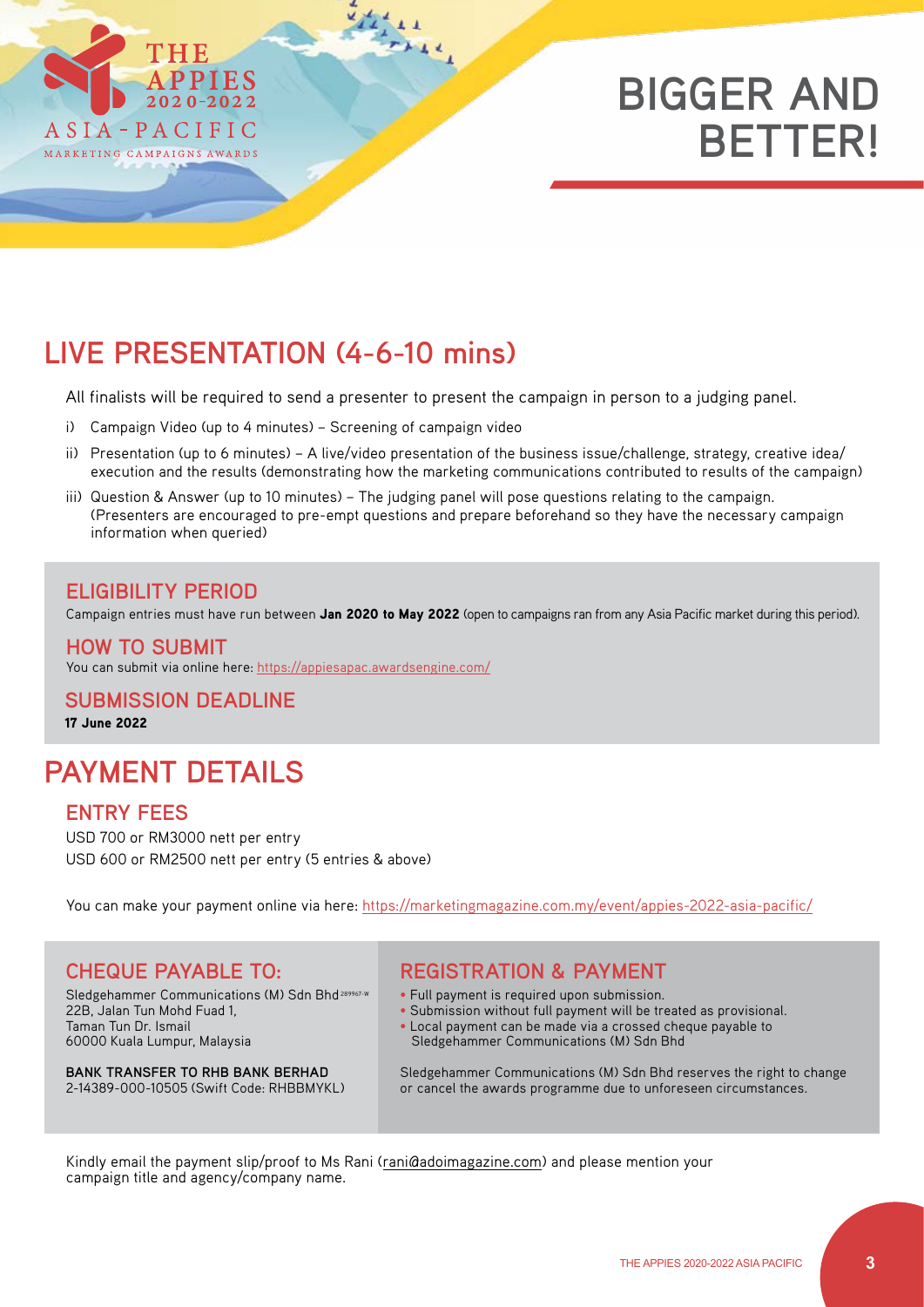THE APPIES 2020-2022

ASIA-PACIFIC

MARKETING CAMPAIGNS AWARDS

# BIGGER AND BETTER!

## LIVE PRESENTATION (4-6-10 mins)

All finalists will be required to send a presenter to present the campaign in person to a judging panel.

i) Campaign Video (up to 4 minutes) – Screening of campaign video

ii) Presentation (up to 6 minutes) – A live/video presentation of the business issue/challenge, strategy, creative idea/execution and the results (demonstrating how the marketing communications contributed to results of the campaign)

iii) Question & Answer (up to 10 minutes) – The judging panel will pose questions relating to the campaign. (Presenters are encouraged to pre-empt questions and prepare beforehand so they have the necessary campaign information when queried)

### ELIGIBILITY PERIOD

Campaign entries must have run between **Jan 2020 to May 2022** (open to campaigns ran from any Asia Pacific market during this period).

### HOW TO SUBMIT

You can submit via online here: https://appiesapac.awardsengine.com/

### SUBMISSION DEADLINE

**17 June 2022**

## PAYMENT DETAILS

### ENTRY FEES

USD 700 or RM3000 nett per entry

USD 600 or RM2500 nett per entry (5 entries & above)

You can make your payment online via here: https://marketingmagazine.com.my/event/appies-2022-asia-pacific/

### CHEQUE PAYABLE TO:

Sledgehammer Communications (M) Sdn Bhd 289967-W
22B, Jalan Tun Mohd Fuad 1,
Taman Tun Dr. Ismail
60000 Kuala Lumpur, Malaysia

**BANK TRANSFER TO RHB BANK BERHAD**
2-14389-000-10505 (Swift Code: RHBBMYKL)

### REGISTRATION & PAYMENT

- Full payment is required upon submission.
- Submission without full payment will be treated as provisional.
- Local payment can be made via a crossed cheque payable to Sledgehammer Communications (M) Sdn Bhd

Sledgehammer Communications (M) Sdn Bhd reserves the right to change or cancel the awards programme due to unforeseen circumstances.

Kindly email the payment slip/proof to Ms Rani (rani@adoimagazine.com) and please mention your campaign title and agency/company name.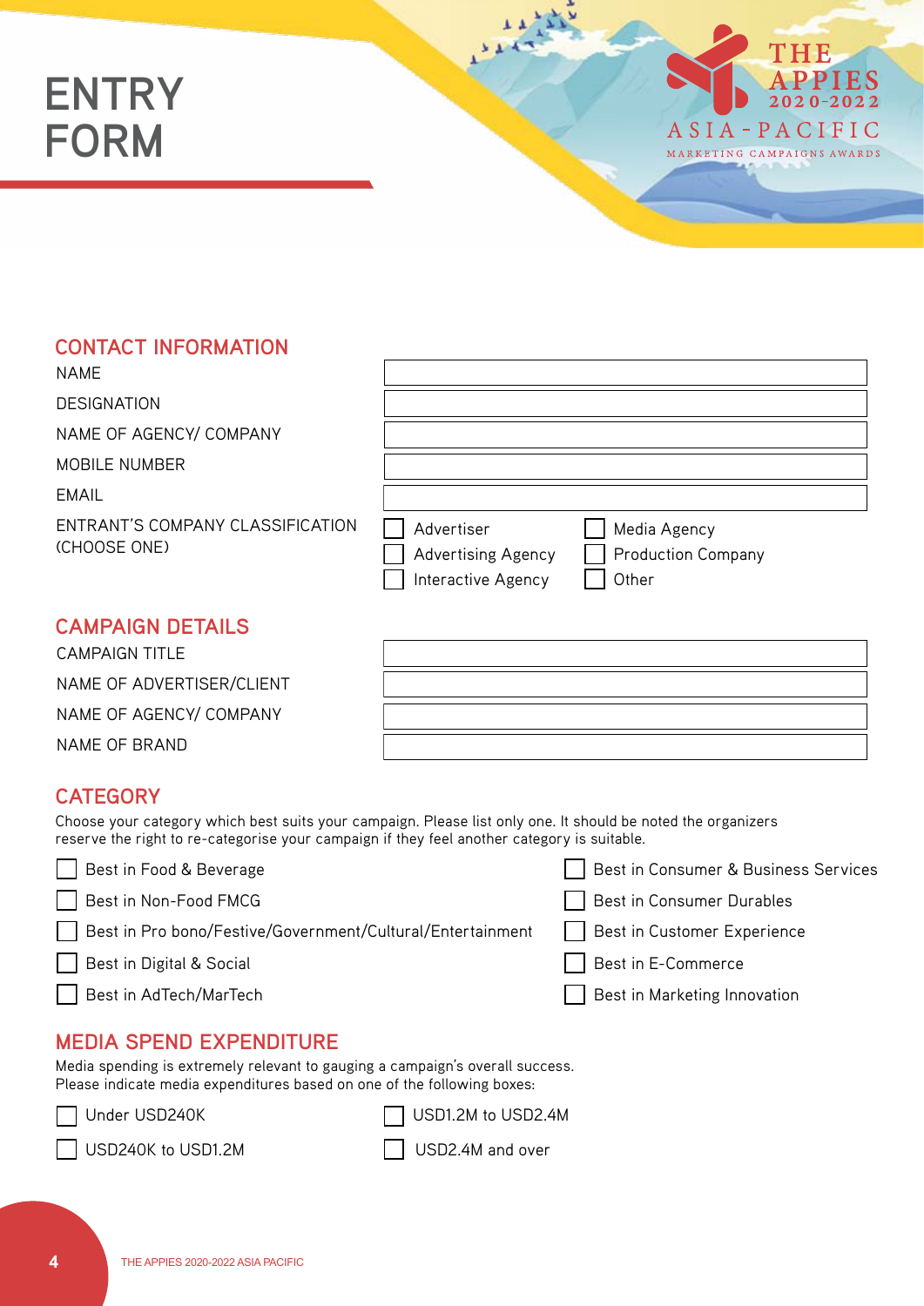# ENTRY FORM

THE APPIES 2020-2022
ASIA-PACIFIC
MARKETING CAMPAIGNS AWARDS

## CONTACT INFORMATION

| | |
|---|---|
| NAME | |
| DESIGNATION | |
| NAME OF AGENCY/ COMPANY | |
| MOBILE NUMBER | |
| EMAIL | |

ENTRANT'S COMPANY CLASSIFICATION (CHOOSE ONE)

- ☐ Advertiser
- ☐ Advertising Agency
- ☐ Interactive Agency
- ☐ Media Agency
- ☐ Production Company
- ☐ Other

## CAMPAIGN DETAILS

| | |
|---|---|
| CAMPAIGN TITLE | |
| NAME OF ADVERTISER/CLIENT | |
| NAME OF AGENCY/ COMPANY | |
| NAME OF BRAND | |

## CATEGORY

Choose your category which best suits your campaign. Please list only one. It should be noted the organizers reserve the right to re-categorise your campaign if they feel another category is suitable.

- ☐ Best in Food & Beverage
- ☐ Best in Non-Food FMCG
- ☐ Best in Pro bono/Festive/Government/Cultural/Entertainment
- ☐ Best in Digital & Social
- ☐ Best in AdTech/MarTech
- ☐ Best in Consumer & Business Services
- ☐ Best in Consumer Durables
- ☐ Best in Customer Experience
- ☐ Best in E-Commerce
- ☐ Best in Marketing Innovation

## MEDIA SPEND EXPENDITURE

Media spending is extremely relevant to gauging a campaign's overall success.
Please indicate media expenditures based on one of the following boxes:

- ☐ Under USD240K
- ☐ USD240K to USD1.2M
- ☐ USD1.2M to USD2.4M
- ☐ USD2.4M and over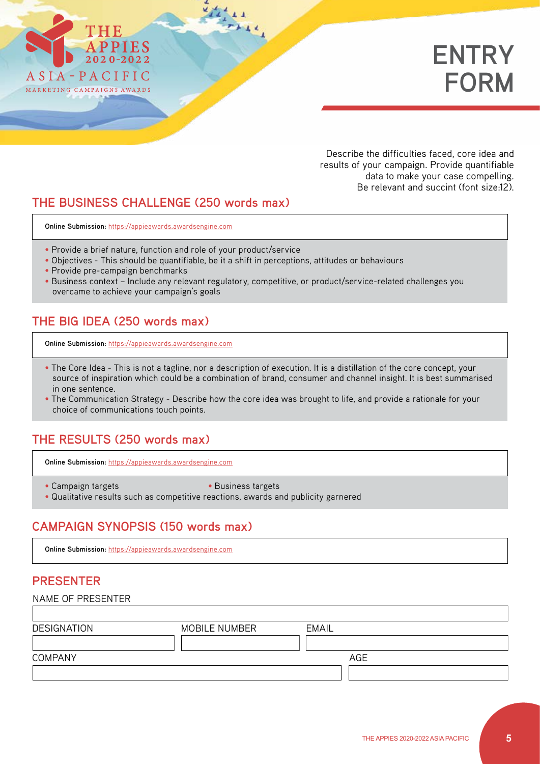# THE APPIES 2020-2022 ASIA-PACIFIC MARKETING CAMPAIGNS AWARDS

# ENTRY FORM

Describe the difficulties faced, core idea and results of your campaign. Provide quantifiable data to make your case compelling. Be relevant and succint (font size:12).

## THE BUSINESS CHALLENGE (250 words max)

**Online Submission:** https://appieawards.awardsengine.com

- Provide a brief nature, function and role of your product/service
- Objectives - This should be quantifiable, be it a shift in perceptions, attitudes or behaviours
- Provide pre-campaign benchmarks
- Business context – Include any relevant regulatory, competitive, or product/service-related challenges you overcame to achieve your campaign's goals

## THE BIG IDEA (250 words max)

**Online Submission:** https://appieawards.awardsengine.com

- The Core Idea - This is not a tagline, nor a description of execution. It is a distillation of the core concept, your source of inspiration which could be a combination of brand, consumer and channel insight. It is best summarised in one sentence.
- The Communication Strategy - Describe how the core idea was brought to life, and provide a rationale for your choice of communications touch points.

## THE RESULTS (250 words max)

**Online Submission:** https://appieawards.awardsengine.com

- Campaign targets
- Business targets
- Qualitative results such as competitive reactions, awards and publicity garnered

## CAMPAIGN SYNOPSIS (150 words max)

**Online Submission:** https://appieawards.awardsengine.com

## PRESENTER

NAME OF PRESENTER

| DESIGNATION | MOBILE NUMBER | EMAIL |
| --- | --- | --- |
| | | |

| COMPANY | AGE |
| --- | --- |
| | |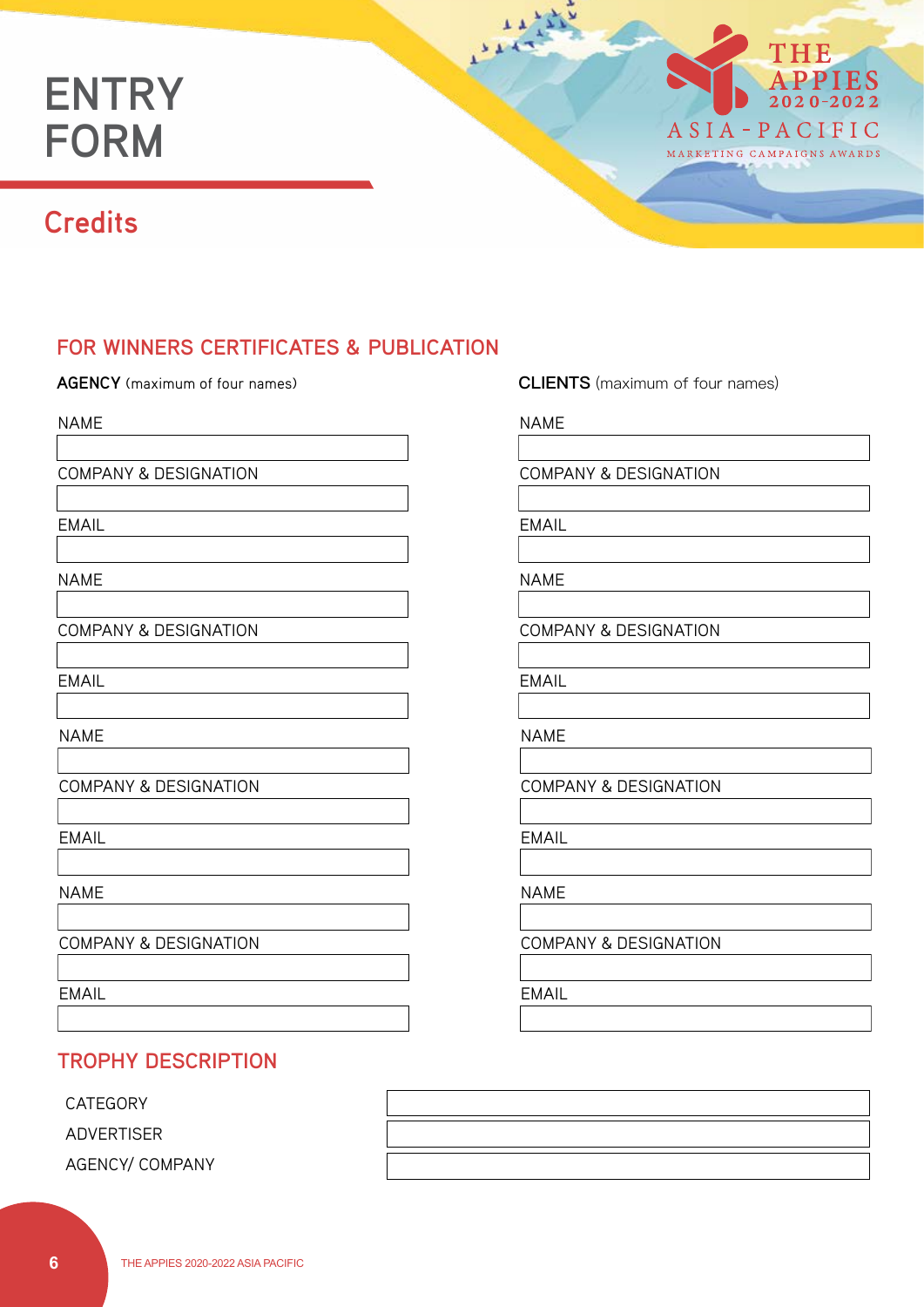# ENTRY FORM

THE APPIES 2020-2022
ASIA - PACIFIC
MARKETING CAMPAIGNS AWARDS

## Credits

### FOR WINNERS CERTIFICATES & PUBLICATION

**AGENCY** (maximum of four names)

NAME

COMPANY & DESIGNATION

EMAIL

NAME

COMPANY & DESIGNATION

EMAIL

NAME

COMPANY & DESIGNATION

EMAIL

NAME

COMPANY & DESIGNATION

EMAIL

**CLIENTS** (maximum of four names)

NAME

COMPANY & DESIGNATION

EMAIL

NAME

COMPANY & DESIGNATION

EMAIL

NAME

COMPANY & DESIGNATION

EMAIL

NAME

COMPANY & DESIGNATION

EMAIL

### TROPHY DESCRIPTION

CATEGORY

ADVERTISER

AGENCY/ COMPANY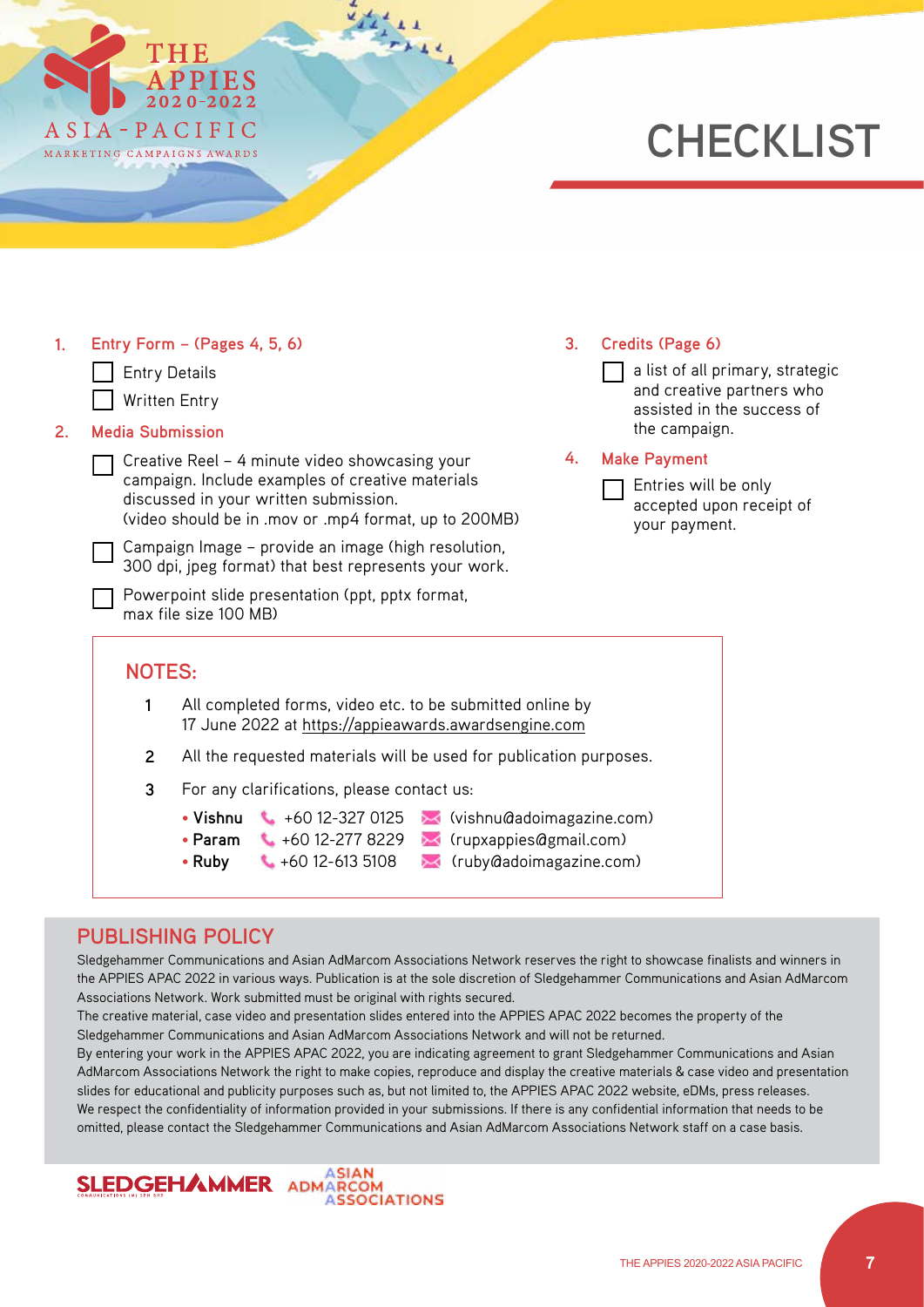THE APPIES 2020-2022

ASIA-PACIFIC

MARKETING CAMPAIGNS AWARDS

# CHECKLIST

**1. Entry Form – (Pages 4, 5, 6)**

- [ ] Entry Details
- [ ] Written Entry

**2. Media Submission**

- [ ] Creative Reel – 4 minute video showcasing your campaign. Include examples of creative materials discussed in your written submission. (video should be in .mov or .mp4 format, up to 200MB)
- [ ] Campaign Image – provide an image (high resolution, 300 dpi, jpeg format) that best represents your work.
- [ ] Powerpoint slide presentation (ppt, pptx format, max file size 100 MB)

**3. Credits (Page 6)**

- [ ] a list of all primary, strategic and creative partners who assisted in the success of the campaign.

**4. Make Payment**

- [ ] Entries will be only accepted upon receipt of your payment.

## NOTES:

1. All completed forms, video etc. to be submitted online by 17 June 2022 at https://appieawards.awardsengine.com
2. All the requested materials will be used for publication purposes.
3. For any clarifications, please contact us:
   - **Vishnu** +60 12-327 0125 (vishnu@adoimagazine.com)
   - **Param** +60 12-277 8229 (rupxappies@gmail.com)
   - **Ruby** +60 12-613 5108 (ruby@adoimagazine.com)

## PUBLISHING POLICY

Sledgehammer Communications and Asian AdMarcom Associations Network reserves the right to showcase finalists and winners in the APPIES APAC 2022 in various ways. Publication is at the sole discretion of Sledgehammer Communications and Asian AdMarcom Associations Network. Work submitted must be original with rights secured.

The creative material, case video and presentation slides entered into the APPIES APAC 2022 becomes the property of the Sledgehammer Communications and Asian AdMarcom Associations Network and will not be returned.

By entering your work in the APPIES APAC 2022, you are indicating agreement to grant Sledgehammer Communications and Asian AdMarcom Associations Network the right to make copies, reproduce and display the creative materials & case video and presentation slides for educational and publicity purposes such as, but not limited to, the APPIES APAC 2022 website, eDMs, press releases.

We respect the confidentiality of information provided in your submissions. If there is any confidential information that needs to be omitted, please contact the Sledgehammer Communications and Asian AdMarcom Associations Network staff on a case basis.

SLEDGEHAMMER COMMUNICATIONS (M) SDN BHD

ASIAN ADMARCOM ASSOCIATIONS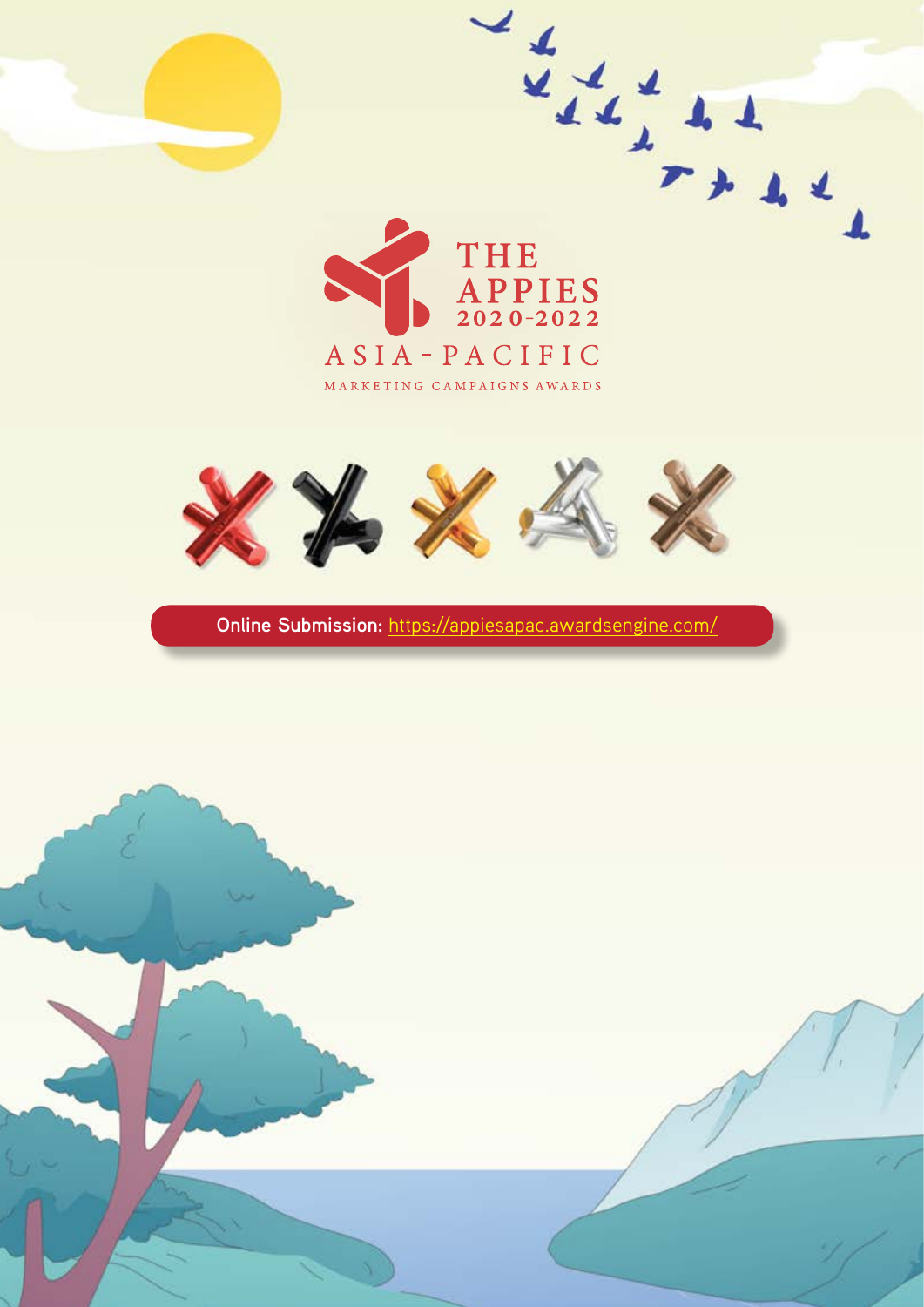THE APPIES 2020-2022

ASIA-PACIFIC

MARKETING CAMPAIGNS AWARDS

**Online Submission:** https://appiesapac.awardsengine.com/